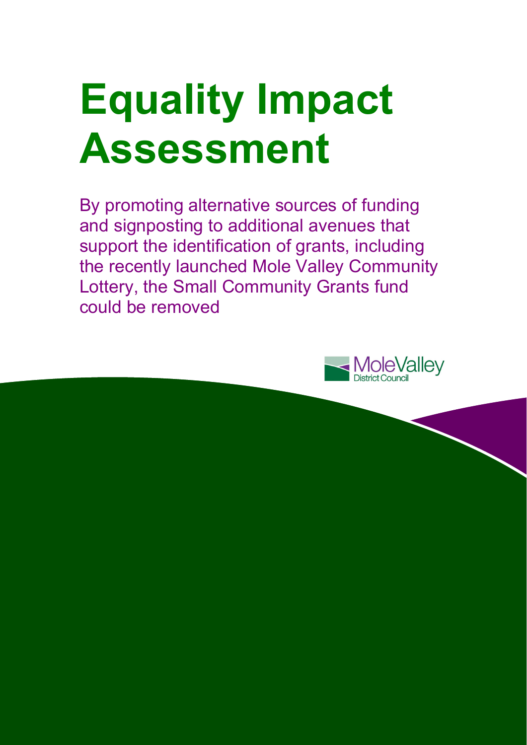# Equality Impact Assessment

By promoting alternative sources of funding and signposting to additional avenues that support the identification of grants, including the recently launched Mole Valley Community Lottery, the Small Community Grants fund could be removed

Mole Valley District Council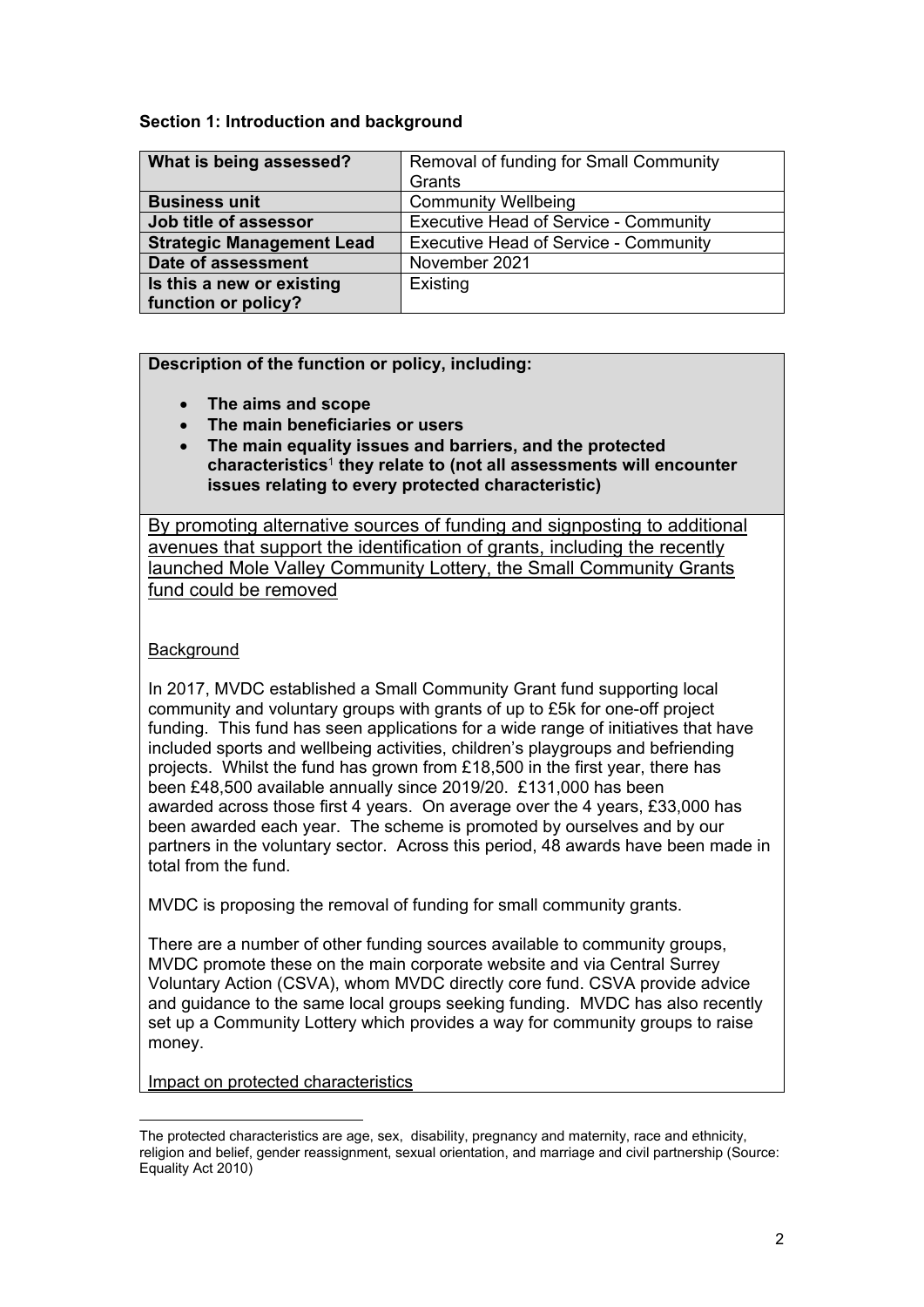## Section 1: Introduction and background

| What is being assessed? | Removal of funding for Small Community Grants |
|---|---|
| **Business unit** | Community Wellbeing |
| **Job title of assessor** | Executive Head of Service - Community |
| **Strategic Management Lead** | Executive Head of Service - Community |
| **Date of assessment** | November 2021 |
| **Is this a new or existing function or policy?** | Existing |

**Description of the function or policy, including:**

- **The aims and scope**
- **The main beneficiaries or users**
- **The main equality issues and barriers, and the protected characteristics[1] they relate to (not all assessments will encounter issues relating to every protected characteristic)**

By promoting alternative sources of funding and signposting to additional avenues that support the identification of grants, including the recently launched Mole Valley Community Lottery, the Small Community Grants fund could be removed

Background

In 2017, MVDC established a Small Community Grant fund supporting local community and voluntary groups with grants of up to £5k for one-off project funding. This fund has seen applications for a wide range of initiatives that have included sports and wellbeing activities, children's playgroups and befriending projects. Whilst the fund has grown from £18,500 in the first year, there has been £48,500 available annually since 2019/20. £131,000 has been awarded across those first 4 years. On average over the 4 years, £33,000 has been awarded each year. The scheme is promoted by ourselves and by our partners in the voluntary sector. Across this period, 48 awards have been made in total from the fund.

MVDC is proposing the removal of funding for small community grants.

There are a number of other funding sources available to community groups, MVDC promote these on the main corporate website and via Central Surrey Voluntary Action (CSVA), whom MVDC directly core fund. CSVA provide advice and guidance to the same local groups seeking funding. MVDC has also recently set up a Community Lottery which provides a way for community groups to raise money.

Impact on protected characteristics

[1] The protected characteristics are age, sex, disability, pregnancy and maternity, race and ethnicity, religion and belief, gender reassignment, sexual orientation, and marriage and civil partnership (Source: Equality Act 2010)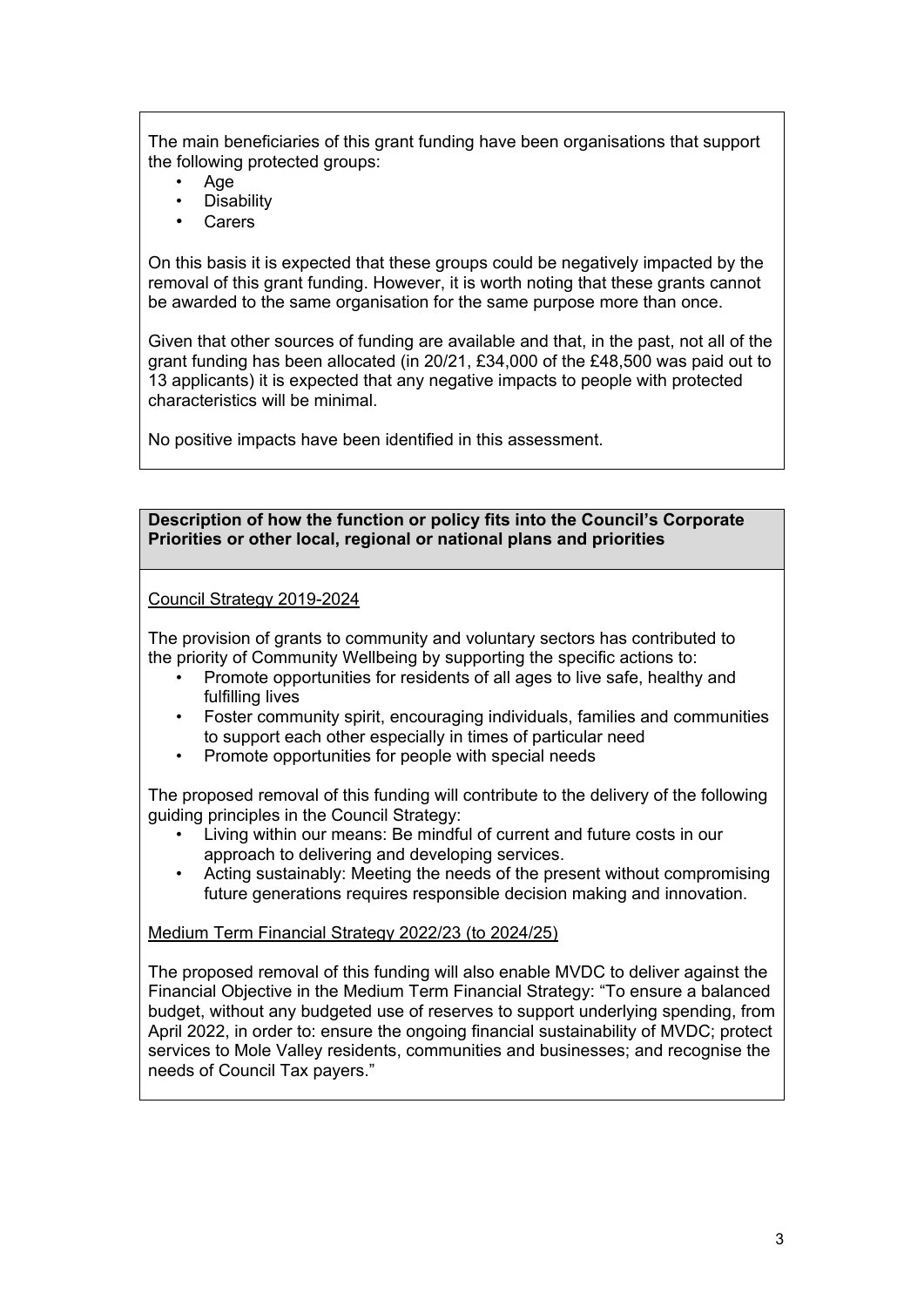The main beneficiaries of this grant funding have been organisations that support the following protected groups:

- Age
- Disability
- Carers

On this basis it is expected that these groups could be negatively impacted by the removal of this grant funding. However, it is worth noting that these grants cannot be awarded to the same organisation for the same purpose more than once.

Given that other sources of funding are available and that, in the past, not all of the grant funding has been allocated (in 20/21, £34,000 of the £48,500 was paid out to 13 applicants) it is expected that any negative impacts to people with protected characteristics will be minimal.

No positive impacts have been identified in this assessment.

**Description of how the function or policy fits into the Council's Corporate Priorities or other local, regional or national plans and priorities**

Council Strategy 2019-2024

The provision of grants to community and voluntary sectors has contributed to the priority of Community Wellbeing by supporting the specific actions to:

- Promote opportunities for residents of all ages to live safe, healthy and fulfilling lives
- Foster community spirit, encouraging individuals, families and communities to support each other especially in times of particular need
- Promote opportunities for people with special needs

The proposed removal of this funding will contribute to the delivery of the following guiding principles in the Council Strategy:

- Living within our means: Be mindful of current and future costs in our approach to delivering and developing services.
- Acting sustainably: Meeting the needs of the present without compromising future generations requires responsible decision making and innovation.

Medium Term Financial Strategy 2022/23 (to 2024/25)

The proposed removal of this funding will also enable MVDC to deliver against the Financial Objective in the Medium Term Financial Strategy: "To ensure a balanced budget, without any budgeted use of reserves to support underlying spending, from April 2022, in order to: ensure the ongoing financial sustainability of MVDC; protect services to Mole Valley residents, communities and businesses; and recognise the needs of Council Tax payers."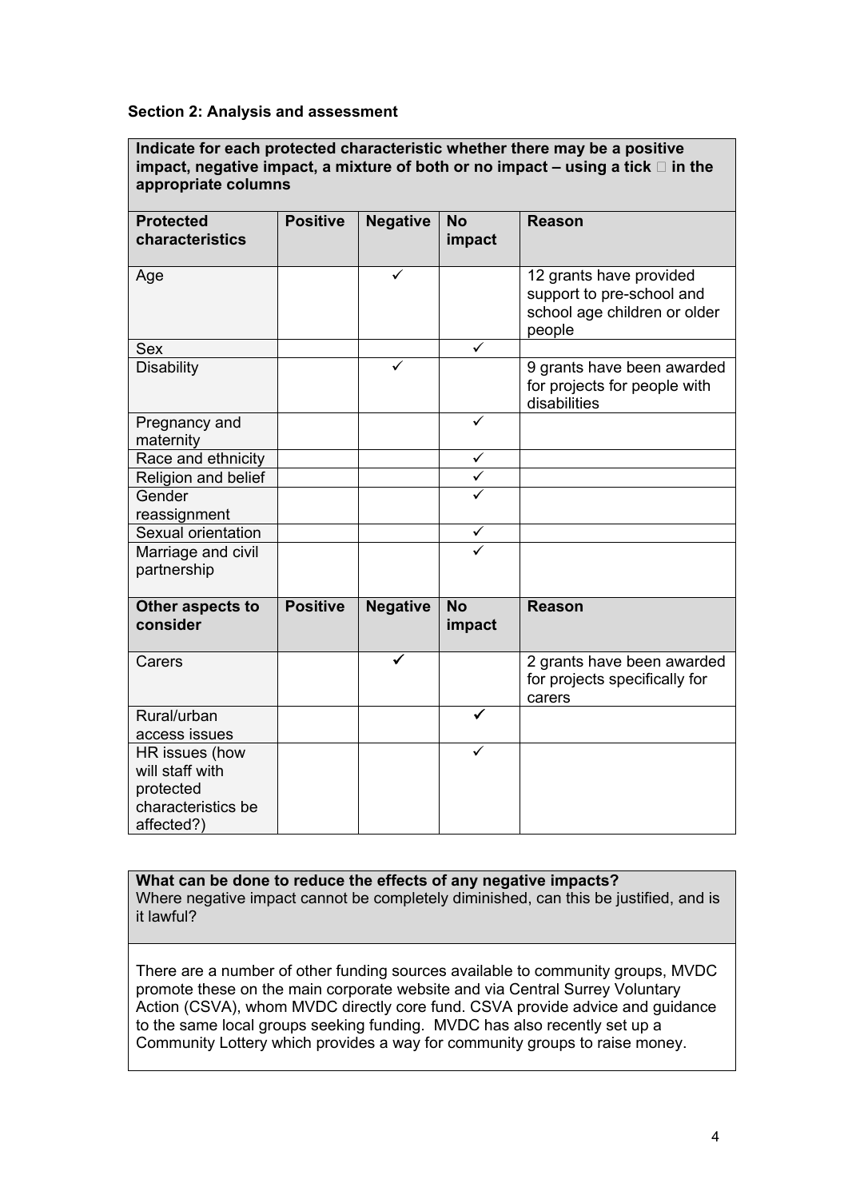**Section 2: Analysis and assessment**

**Indicate for each protected characteristic whether there may be a positive impact, negative impact, a mixture of both or no impact – using a tick  in the appropriate columns**

| Protected characteristics | Positive | Negative | No impact | Reason |
|---|---|---|---|---|
| Age | | ✓ | | 12 grants have provided support to pre-school and school age children or older people |
| Sex | | | ✓ | |
| Disability | | ✓ | | 9 grants have been awarded for projects for people with disabilities |
| Pregnancy and maternity | | | ✓ | |
| Race and ethnicity | | | ✓ | |
| Religion and belief | | | ✓ | |
| Gender reassignment | | | ✓ | |
| Sexual orientation | | | ✓ | |
| Marriage and civil partnership | | | ✓ | |
| **Other aspects to consider** | **Positive** | **Negative** | **No impact** | **Reason** |
| Carers | | ✓ | | 2 grants have been awarded for projects specifically for carers |
| Rural/urban access issues | | | ✓ | |
| HR issues (how will staff with protected characteristics be affected?) | | | ✓ | |

**What can be done to reduce the effects of any negative impacts?**
Where negative impact cannot be completely diminished, can this be justified, and is it lawful?

There are a number of other funding sources available to community groups, MVDC promote these on the main corporate website and via Central Surrey Voluntary Action (CSVA), whom MVDC directly core fund. CSVA provide advice and guidance to the same local groups seeking funding. MVDC has also recently set up a Community Lottery which provides a way for community groups to raise money.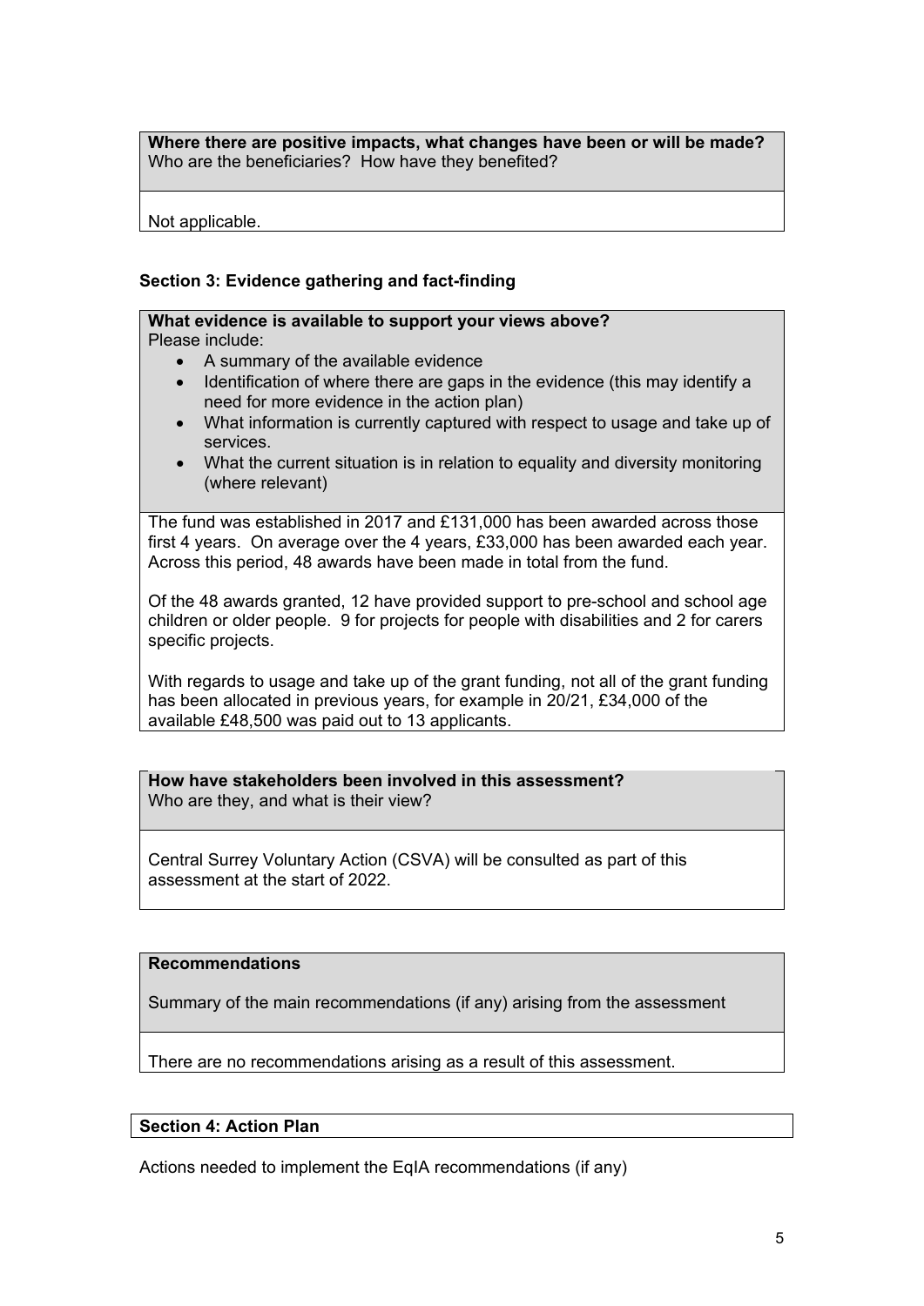**Where there are positive impacts, what changes have been or will be made?**
Who are the beneficiaries? How have they benefited?

Not applicable.

### Section 3: Evidence gathering and fact-finding

**What evidence is available to support your views above?**
Please include:

- A summary of the available evidence
- Identification of where there are gaps in the evidence (this may identify a need for more evidence in the action plan)
- What information is currently captured with respect to usage and take up of services.
- What the current situation is in relation to equality and diversity monitoring (where relevant)

The fund was established in 2017 and £131,000 has been awarded across those first 4 years. On average over the 4 years, £33,000 has been awarded each year. Across this period, 48 awards have been made in total from the fund.

Of the 48 awards granted, 12 have provided support to pre-school and school age children or older people. 9 for projects for people with disabilities and 2 for carers specific projects.

With regards to usage and take up of the grant funding, not all of the grant funding has been allocated in previous years, for example in 20/21, £34,000 of the available £48,500 was paid out to 13 applicants.

**How have stakeholders been involved in this assessment?**
Who are they, and what is their view?

Central Surrey Voluntary Action (CSVA) will be consulted as part of this assessment at the start of 2022.

**Recommendations**

Summary of the main recommendations (if any) arising from the assessment

There are no recommendations arising as a result of this assessment.

### Section 4: Action Plan

Actions needed to implement the EqIA recommendations (if any)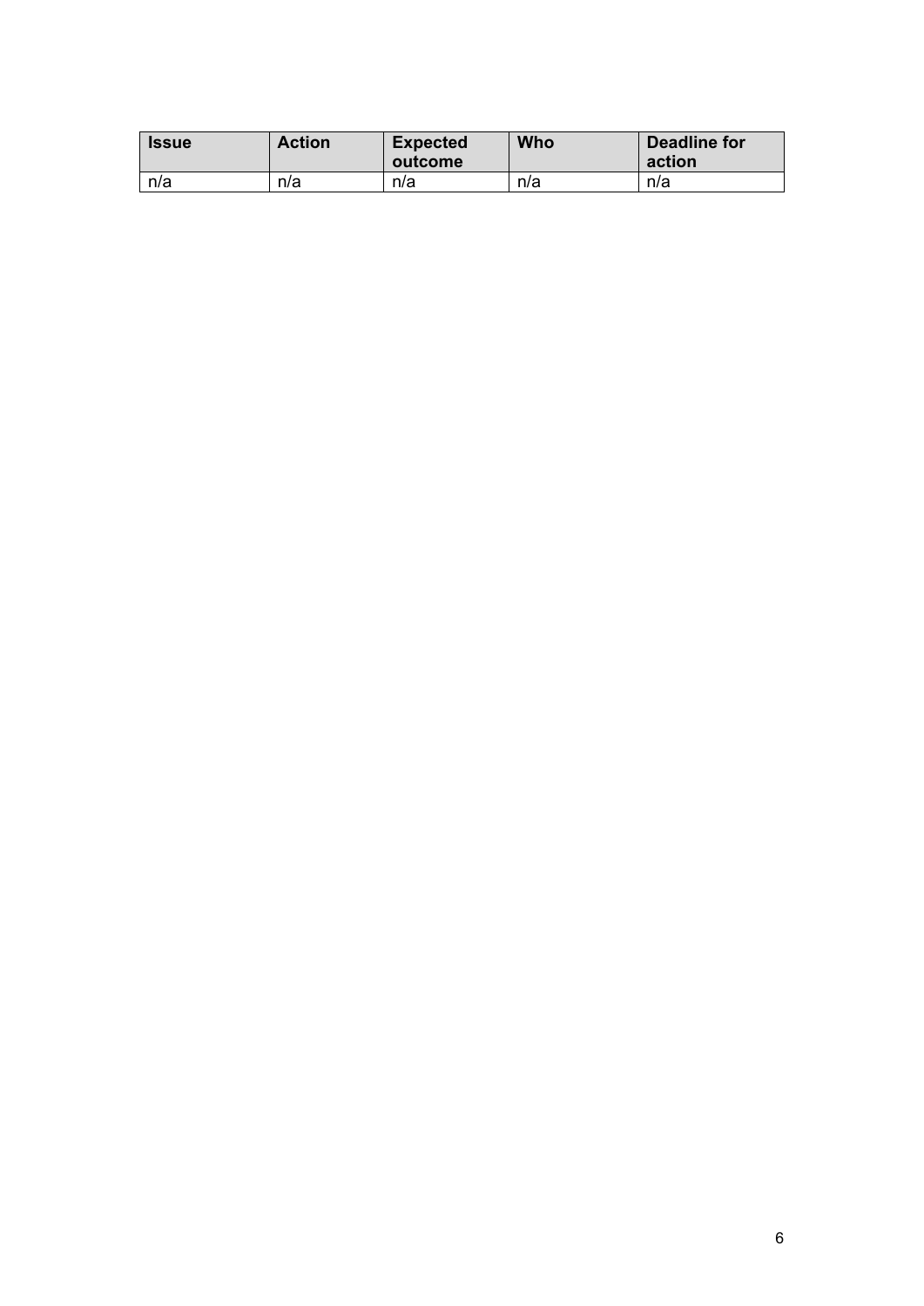| Issue | Action | Expected outcome | Who | Deadline for action |
| --- | --- | --- | --- | --- |
| n/a | n/a | n/a | n/a | n/a |